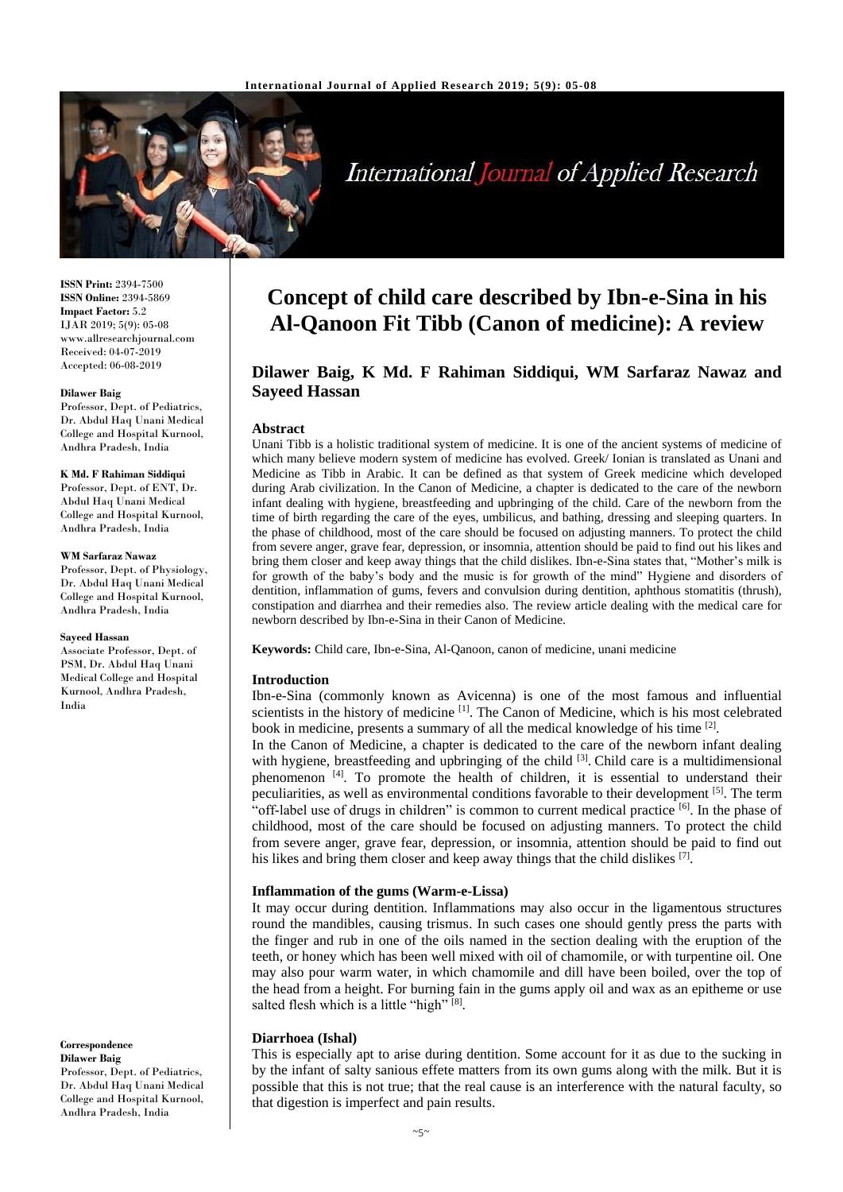# Concept of child care described by Ibn-e-Sina in his Al-Qanoon Fit Tibb (Canon of medicine): A review

**Dilawer Baig, K Md. F Rahiman Siddiqui, WM Sarfaraz Nawaz and Sayeed Hassan**

**ISSN Print:** 2394-7500
**ISSN Online:** 2394-5869
**Impact Factor:** 5.2
IJAR 2019; 5(9): 05-08
www.allresearchjournal.com
Received: 04-07-2019
Accepted: 06-08-2019

**Dilawer Baig**
Professor, Dept. of Pediatrics, Dr. Abdul Haq Unani Medical College and Hospital Kurnool, Andhra Pradesh, India

**K Md. F Rahiman Siddiqui**
Professor, Dept. of ENT, Dr. Abdul Haq Unani Medical College and Hospital Kurnool, Andhra Pradesh, India

**WM Sarfaraz Nawaz**
Professor, Dept. of Physiology, Dr. Abdul Haq Unani Medical College and Hospital Kurnool, Andhra Pradesh, India

**Sayeed Hassan**
Associate Professor, Dept. of PSM, Dr. Abdul Haq Unani Medical College and Hospital Kurnool, Andhra Pradesh, India

**Correspondence**
**Dilawer Baig**
Professor, Dept. of Pediatrics, Dr. Abdul Haq Unani Medical College and Hospital Kurnool, Andhra Pradesh, India

## Abstract

Unani Tibb is a holistic traditional system of medicine. It is one of the ancient systems of medicine of which many believe modern system of medicine has evolved. Greek/ Ionian is translated as Unani and Medicine as Tibb in Arabic. It can be defined as that system of Greek medicine which developed during Arab civilization. In the Canon of Medicine, a chapter is dedicated to the care of the newborn infant dealing with hygiene, breastfeeding and upbringing of the child. Care of the newborn from the time of birth regarding the care of the eyes, umbilicus, and bathing, dressing and sleeping quarters. In the phase of childhood, most of the care should be focused on adjusting manners. To protect the child from severe anger, grave fear, depression, or insomnia, attention should be paid to find out his likes and bring them closer and keep away things that the child dislikes. Ibn-e-Sina states that, "Mother's milk is for growth of the baby's body and the music is for growth of the mind" Hygiene and disorders of dentition, inflammation of gums, fevers and convulsion during dentition, aphthous stomatitis (thrush), constipation and diarrhea and their remedies also. The review article dealing with the medical care for newborn described by Ibn-e-Sina in their Canon of Medicine.

**Keywords:** Child care, Ibn-e-Sina, Al-Qanoon, canon of medicine, unani medicine

## Introduction

Ibn-e-Sina (commonly known as Avicenna) is one of the most famous and influential scientists in the history of medicine [1]. The Canon of Medicine, which is his most celebrated book in medicine, presents a summary of all the medical knowledge of his time [2].

In the Canon of Medicine, a chapter is dedicated to the care of the newborn infant dealing with hygiene, breastfeeding and upbringing of the child [3]. Child care is a multidimensional phenomenon [4]. To promote the health of children, it is essential to understand their peculiarities, as well as environmental conditions favorable to their development [5]. The term "off-label use of drugs in children" is common to current medical practice [6]. In the phase of childhood, most of the care should be focused on adjusting manners. To protect the child from severe anger, grave fear, depression, or insomnia, attention should be paid to find out his likes and bring them closer and keep away things that the child dislikes [7].

### Inflammation of the gums (Warm-e-Lissa)

It may occur during dentition. Inflammations may also occur in the ligamentous structures round the mandibles, causing trismus. In such cases one should gently press the parts with the finger and rub in one of the oils named in the section dealing with the eruption of the teeth, or honey which has been well mixed with oil of chamomile, or with turpentine oil. One may also pour warm water, in which chamomile and dill have been boiled, over the top of the head from a height. For burning fain in the gums apply oil and wax as an epitheme or use salted flesh which is a little "high" [8].

### Diarrhoea (Ishal)

This is especially apt to arise during dentition. Some account for it as due to the sucking in by the infant of salty sanious effete matters from its own gums along with the milk. But it is possible that this is not true; that the real cause is an interference with the natural faculty, so that digestion is imperfect and pain results.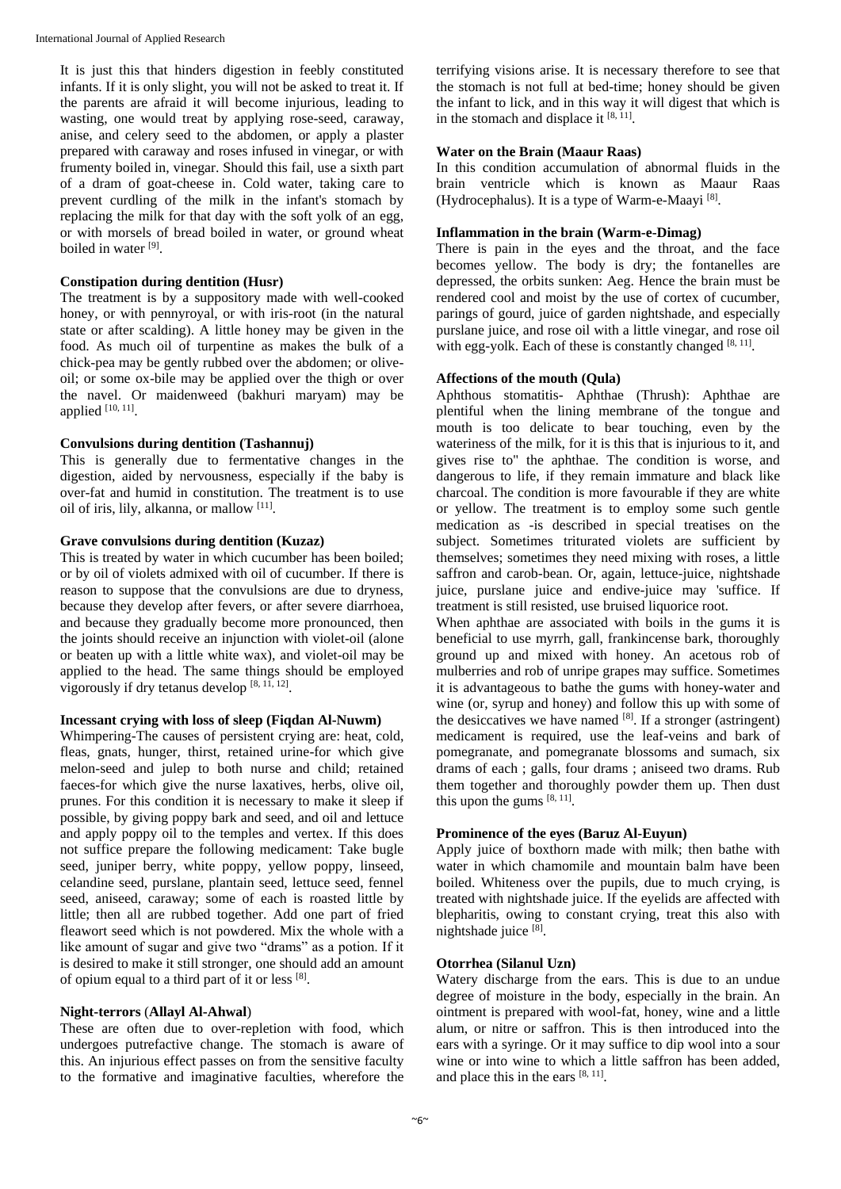It is just this that hinders digestion in feebly constituted infants. If it is only slight, you will not be asked to treat it. If the parents are afraid it will become injurious, leading to wasting, one would treat by applying rose-seed, caraway, anise, and celery seed to the abdomen, or apply a plaster prepared with caraway and roses infused in vinegar, or with frumenty boiled in, vinegar. Should this fail, use a sixth part of a dram of goat-cheese in. Cold water, taking care to prevent curdling of the milk in the infant's stomach by replacing the milk for that day with the soft yolk of an egg, or with morsels of bread boiled in water, or ground wheat boiled in water [9].

### Constipation during dentition (Husr)

The treatment is by a suppository made with well-cooked honey, or with pennyroyal, or with iris-root (in the natural state or after scalding). A little honey may be given in the food. As much oil of turpentine as makes the bulk of a chick-pea may be gently rubbed over the abdomen; or olive-oil; or some ox-bile may be applied over the thigh or over the navel. Or maidenweed (bakhuri maryam) may be applied [10, 11].

### Convulsions during dentition (Tashannuj)

This is generally due to fermentative changes in the digestion, aided by nervousness, especially if the baby is over-fat and humid in constitution. The treatment is to use oil of iris, lily, alkanna, or mallow [11].

### Grave convulsions during dentition (Kuzaz)

This is treated by water in which cucumber has been boiled; or by oil of violets admixed with oil of cucumber. If there is reason to suppose that the convulsions are due to dryness, because they develop after fevers, or after severe diarrhoea, and because they gradually become more pronounced, then the joints should receive an injunction with violet-oil (alone or beaten up with a little white wax), and violet-oil may be applied to the head. The same things should be employed vigorously if dry tetanus develop [8, 11, 12].

### Incessant crying with loss of sleep (Fiqdan Al-Nuwm)

Whimpering-The causes of persistent crying are: heat, cold, fleas, gnats, hunger, thirst, retained urine-for which give melon-seed and julep to both nurse and child; retained faeces-for which give the nurse laxatives, herbs, olive oil, prunes. For this condition it is necessary to make it sleep if possible, by giving poppy bark and seed, and oil and lettuce and apply poppy oil to the temples and vertex. If this does not suffice prepare the following medicament: Take bugle seed, juniper berry, white poppy, yellow poppy, linseed, celandine seed, purslane, plantain seed, lettuce seed, fennel seed, aniseed, caraway; some of each is roasted little by little; then all are rubbed together. Add one part of fried fleawort seed which is not powdered. Mix the whole with a like amount of sugar and give two "drams" as a potion. If it is desired to make it still stronger, one should add an amount of opium equal to a third part of it or less [8].

### Night-terrors (Allayl Al-Ahwal)

These are often due to over-repletion with food, which undergoes putrefactive change. The stomach is aware of this. An injurious effect passes on from the sensitive faculty to the formative and imaginative faculties, wherefore the terrifying visions arise. It is necessary therefore to see that the stomach is not full at bed-time; honey should be given the infant to lick, and in this way it will digest that which is in the stomach and displace it [8, 11].

### Water on the Brain (Maaur Raas)

In this condition accumulation of abnormal fluids in the brain ventricle which is known as Maaur Raas (Hydrocephalus). It is a type of Warm-e-Maayi [8].

### Inflammation in the brain (Warm-e-Dimag)

There is pain in the eyes and the throat, and the face becomes yellow. The body is dry; the fontanelles are depressed, the orbits sunken: Aeg. Hence the brain must be rendered cool and moist by the use of cortex of cucumber, parings of gourd, juice of garden nightshade, and especially purslane juice, and rose oil with a little vinegar, and rose oil with egg-yolk. Each of these is constantly changed [8, 11].

### Affections of the mouth (Qula)

Aphthous stomatitis- Aphthae (Thrush): Aphthae are plentiful when the lining membrane of the tongue and mouth is too delicate to bear touching, even by the wateriness of the milk, for it is this that is injurious to it, and gives rise to" the aphthae. The condition is worse, and dangerous to life, if they remain immature and black like charcoal. The condition is more favourable if they are white or yellow. The treatment is to employ some such gentle medication as -is described in special treatises on the subject. Sometimes triturated violets are sufficient by themselves; sometimes they need mixing with roses, a little saffron and carob-bean. Or, again, lettuce-juice, nightshade juice, purslane juice and endive-juice may 'suffice. If treatment is still resisted, use bruised liquorice root.

When aphthae are associated with boils in the gums it is beneficial to use myrrh, gall, frankincense bark, thoroughly ground up and mixed with honey. An acetous rob of mulberries and rob of unripe grapes may suffice. Sometimes it is advantageous to bathe the gums with honey-water and wine (or, syrup and honey) and follow this up with some of the desiccatives we have named [8]. If a stronger (astringent) medicament is required, use the leaf-veins and bark of pomegranate, and pomegranate blossoms and sumach, six drams of each ; galls, four drams ; aniseed two drams. Rub them together and thoroughly powder them up. Then dust this upon the gums [8, 11].

### Prominence of the eyes (Baruz Al-Euyun)

Apply juice of boxthorn made with milk; then bathe with water in which chamomile and mountain balm have been boiled. Whiteness over the pupils, due to much crying, is treated with nightshade juice. If the eyelids are affected with blepharitis, owing to constant crying, treat this also with nightshade juice [8].

### Otorrhea (Silanul Uzn)

Watery discharge from the ears. This is due to an undue degree of moisture in the body, especially in the brain. An ointment is prepared with wool-fat, honey, wine and a little alum, or nitre or saffron. This is then introduced into the ears with a syringe. Or it may suffice to dip wool into a sour wine or into wine to which a little saffron has been added, and place this in the ears [8, 11].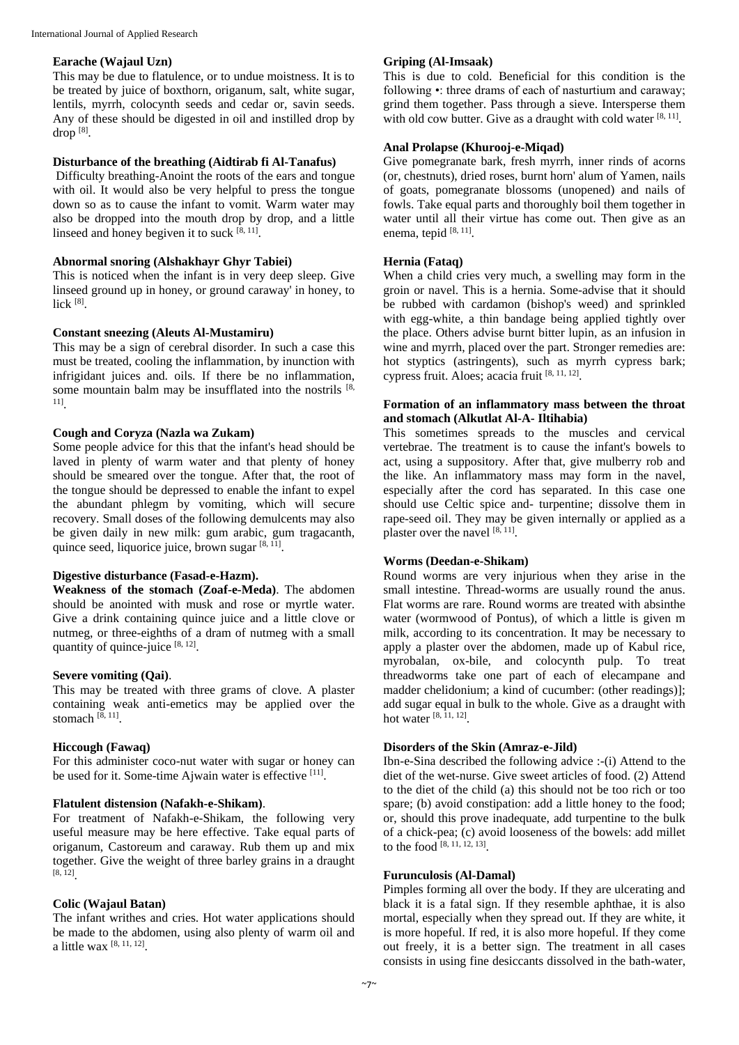### Earache (Wajaul Uzn)

This may be due to flatulence, or to undue moistness. It is to be treated by juice of boxthorn, origanum, salt, white sugar, lentils, myrrh, colocynth seeds and cedar or, savin seeds. Any of these should be digested in oil and instilled drop by drop [8].

### Disturbance of the breathing (Aidtirab fi Al-Tanafus)

Difficulty breathing-Anoint the roots of the ears and tongue with oil. It would also be very helpful to press the tongue down so as to cause the infant to vomit. Warm water may also be dropped into the mouth drop by drop, and a little linseed and honey begiven it to suck [8, 11].

### Abnormal snoring (Alshakhayr Ghyr Tabiei)

This is noticed when the infant is in very deep sleep. Give linseed ground up in honey, or ground caraway' in honey, to lick [8].

### Constant sneezing (Aleuts Al-Mustamiru)

This may be a sign of cerebral disorder. In such a case this must be treated, cooling the inflammation, by inunction with infrigidant juices and. oils. If there be no inflammation, some mountain balm may be insufflated into the nostrils [8, 11].

### Cough and Coryza (Nazla wa Zukam)

Some people advice for this that the infant's head should be laved in plenty of warm water and that plenty of honey should be smeared over the tongue. After that, the root of the tongue should be depressed to enable the infant to expel the abundant phlegm by vomiting, which will secure recovery. Small doses of the following demulcents may also be given daily in new milk: gum arabic, gum tragacanth, quince seed, liquorice juice, brown sugar [8, 11].

### Digestive disturbance (Fasad-e-Hazm).

**Weakness of the stomach (Zoaf-e-Meda)**. The abdomen should be anointed with musk and rose or myrtle water. Give a drink containing quince juice and a little clove or nutmeg, or three-eighths of a dram of nutmeg with a small quantity of quince-juice [8, 12].

### Severe vomiting (Qai).

This may be treated with three grams of clove. A plaster containing weak anti-emetics may be applied over the stomach [8, 11].

### Hiccough (Fawaq)

For this administer coco-nut water with sugar or honey can be used for it. Some-time Ajwain water is effective [11].

### Flatulent distension (Nafakh-e-Shikam).

For treatment of Nafakh-e-Shikam, the following very useful measure may be here effective. Take equal parts of origanum, Castoreum and caraway. Rub them up and mix together. Give the weight of three barley grains in a draught [8, 12].

### Colic (Wajaul Batan)

The infant writhes and cries. Hot water applications should be made to the abdomen, using also plenty of warm oil and a little wax [8, 11, 12].

### Griping (Al-Imsaak)

This is due to cold. Beneficial for this condition is the following •: three drams of each of nasturtium and caraway; grind them together. Pass through a sieve. Intersperse them with old cow butter. Give as a draught with cold water [8, 11].

### Anal Prolapse (Khurooj-e-Miqad)

Give pomegranate bark, fresh myrrh, inner rinds of acorns (or, chestnuts), dried roses, burnt horn' alum of Yemen, nails of goats, pomegranate blossoms (unopened) and nails of fowls. Take equal parts and thoroughly boil them together in water until all their virtue has come out. Then give as an enema, tepid [8, 11].

### Hernia (Fataq)

When a child cries very much, a swelling may form in the groin or navel. This is a hernia. Some-advise that it should be rubbed with cardamon (bishop's weed) and sprinkled with egg-white, a thin bandage being applied tightly over the place. Others advise burnt bitter lupin, as an infusion in wine and myrrh, placed over the part. Stronger remedies are: hot styptics (astringents), such as myrrh cypress bark; cypress fruit. Aloes; acacia fruit [8, 11, 12].

### Formation of an inflammatory mass between the throat and stomach (Alkutlat Al-A- Iltihabia)

This sometimes spreads to the muscles and cervical vertebrae. The treatment is to cause the infant's bowels to act, using a suppository. After that, give mulberry rob and the like. An inflammatory mass may form in the navel, especially after the cord has separated. In this case one should use Celtic spice and- turpentine; dissolve them in rape-seed oil. They may be given internally or applied as a plaster over the navel [8, 11].

### Worms (Deedan-e-Shikam)

Round worms are very injurious when they arise in the small intestine. Thread-worms are usually round the anus. Flat worms are rare. Round worms are treated with absinthe water (wormwood of Pontus), of which a little is given m milk, according to its concentration. It may be necessary to apply a plaster over the abdomen, made up of Kabul rice, myrobalan, ox-bile, and colocynth pulp. To treat threadworms take one part of each of elecampane and madder chelidonium; a kind of cucumber: (other readings)]; add sugar equal in bulk to the whole. Give as a draught with hot water [8, 11, 12].

### Disorders of the Skin (Amraz-e-Jild)

Ibn-e-Sina described the following advice :-(i) Attend to the diet of the wet-nurse. Give sweet articles of food. (2) Attend to the diet of the child (a) this should not be too rich or too spare; (b) avoid constipation: add a little honey to the food; or, should this prove inadequate, add turpentine to the bulk of a chick-pea; (c) avoid looseness of the bowels: add millet to the food [8, 11, 12, 13].

### Furunculosis (Al-Damal)

Pimples forming all over the body. If they are ulcerating and black it is a fatal sign. If they resemble aphthae, it is also mortal, especially when they spread out. If they are white, it is more hopeful. If red, it is also more hopeful. If they come out freely, it is a better sign. The treatment in all cases consists in using fine desiccants dissolved in the bath-water,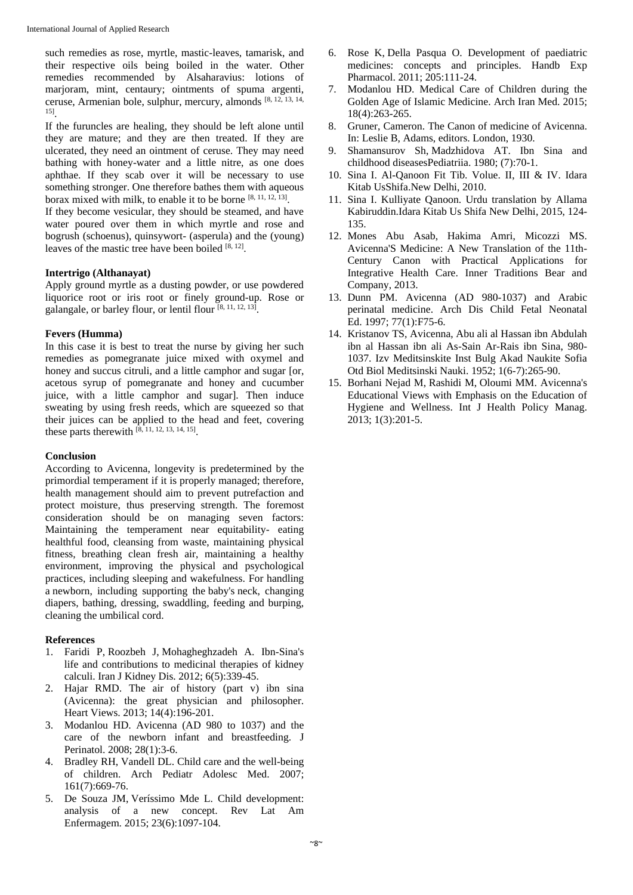such remedies as rose, myrtle, mastic-leaves, tamarisk, and their respective oils being boiled in the water. Other remedies recommended by Alsaharavius: lotions of marjoram, mint, centaury; ointments of spuma argenti, ceruse, Armenian bole, sulphur, mercury, almonds [8, 12, 13, 14, 15].

If the furuncles are healing, they should be left alone until they are mature; and they are then treated. If they are ulcerated, they need an ointment of ceruse. They may need bathing with honey-water and a little nitre, as one does aphthae. If they scab over it will be necessary to use something stronger. One therefore bathes them with aqueous borax mixed with milk, to enable it to be borne [8, 11, 12, 13].

If they become vesicular, they should be steamed, and have water poured over them in which myrtle and rose and bogrush (schoenus), quinsywort- (asperula) and the (young) leaves of the mastic tree have been boiled [8, 12].

### Intertrigo (Althanayat)

Apply ground myrtle as a dusting powder, or use powdered liquorice root or iris root or finely ground-up. Rose or galangale, or barley flour, or lentil flour [8, 11, 12, 13].

### Fevers (Humma)

In this case it is best to treat the nurse by giving her such remedies as pomegranate juice mixed with oxymel and honey and succus citruli, and a little camphor and sugar [or, acetous syrup of pomegranate and honey and cucumber juice, with a little camphor and sugar]. Then induce sweating by using fresh reeds, which are squeezed so that their juices can be applied to the head and feet, covering these parts therewith [8, 11, 12, 13, 14, 15].

### Conclusion

According to Avicenna, longevity is predetermined by the primordial temperament if it is properly managed; therefore, health management should aim to prevent putrefaction and protect moisture, thus preserving strength. The foremost consideration should be on managing seven factors: Maintaining the temperament near equitability- eating healthful food, cleansing from waste, maintaining physical fitness, breathing clean fresh air, maintaining a healthy environment, improving the physical and psychological practices, including sleeping and wakefulness. For handling a newborn, including supporting the baby's neck, changing diapers, bathing, dressing, swaddling, feeding and burping, cleaning the umbilical cord.

### References

1. Faridi P, Roozbeh J, Mohagheghzadeh A. Ibn-Sina's life and contributions to medicinal therapies of kidney calculi. Iran J Kidney Dis. 2012; 6(5):339-45.
2. Hajar RMD. The air of history (part v) ibn sina (Avicenna): the great physician and philosopher. Heart Views. 2013; 14(4):196-201.
3. Modanlou HD. Avicenna (AD 980 to 1037) and the care of the newborn infant and breastfeeding. J Perinatol. 2008; 28(1):3-6.
4. Bradley RH, Vandell DL. Child care and the well-being of children. Arch Pediatr Adolesc Med. 2007; 161(7):669-76.
5. De Souza JM, Veríssimo Mde L. Child development: analysis of a new concept. Rev Lat Am Enfermagem. 2015; 23(6):1097-104.
6. Rose K, Della Pasqua O. Development of paediatric medicines: concepts and principles. Handb Exp Pharmacol. 2011; 205:111-24.
7. Modanlou HD. Medical Care of Children during the Golden Age of Islamic Medicine. Arch Iran Med. 2015; 18(4):263-265.
8. Gruner, Cameron. The Canon of medicine of Avicenna. In: Leslie B, Adams, editors. London, 1930.
9. Shamansurov Sh, Madzhidova AT. Ibn Sina and childhood diseasesPediatriia. 1980; (7):70-1.
10. Sina I. Al-Qanoon Fit Tib. Volue. II, III & IV. Idara Kitab UsShifa.New Delhi, 2010.
11. Sina I. Kulliyate Qanoon. Urdu translation by Allama Kabiruddin.Idara Kitab Us Shifa New Delhi, 2015, 124-135.
12. Mones Abu Asab, Hakima Amri, Micozzi MS. Avicenna'S Medicine: A New Translation of the 11th-Century Canon with Practical Applications for Integrative Health Care. Inner Traditions Bear and Company, 2013.
13. Dunn PM. Avicenna (AD 980-1037) and Arabic perinatal medicine. Arch Dis Child Fetal Neonatal Ed. 1997; 77(1):F75-6.
14. Kristanov TS, Avicenna, Abu ali al Hassan ibn Abdulah ibn al Hassan ibn ali As-Sain Ar-Rais ibn Sina, 980-1037. Izv Meditsinskite Inst Bulg Akad Naukite Sofia Otd Biol Meditsinski Nauki. 1952; 1(6-7):265-90.
15. Borhani Nejad M, Rashidi M, Oloumi MM. Avicenna's Educational Views with Emphasis on the Education of Hygiene and Wellness. Int J Health Policy Manag. 2013; 1(3):201-5.